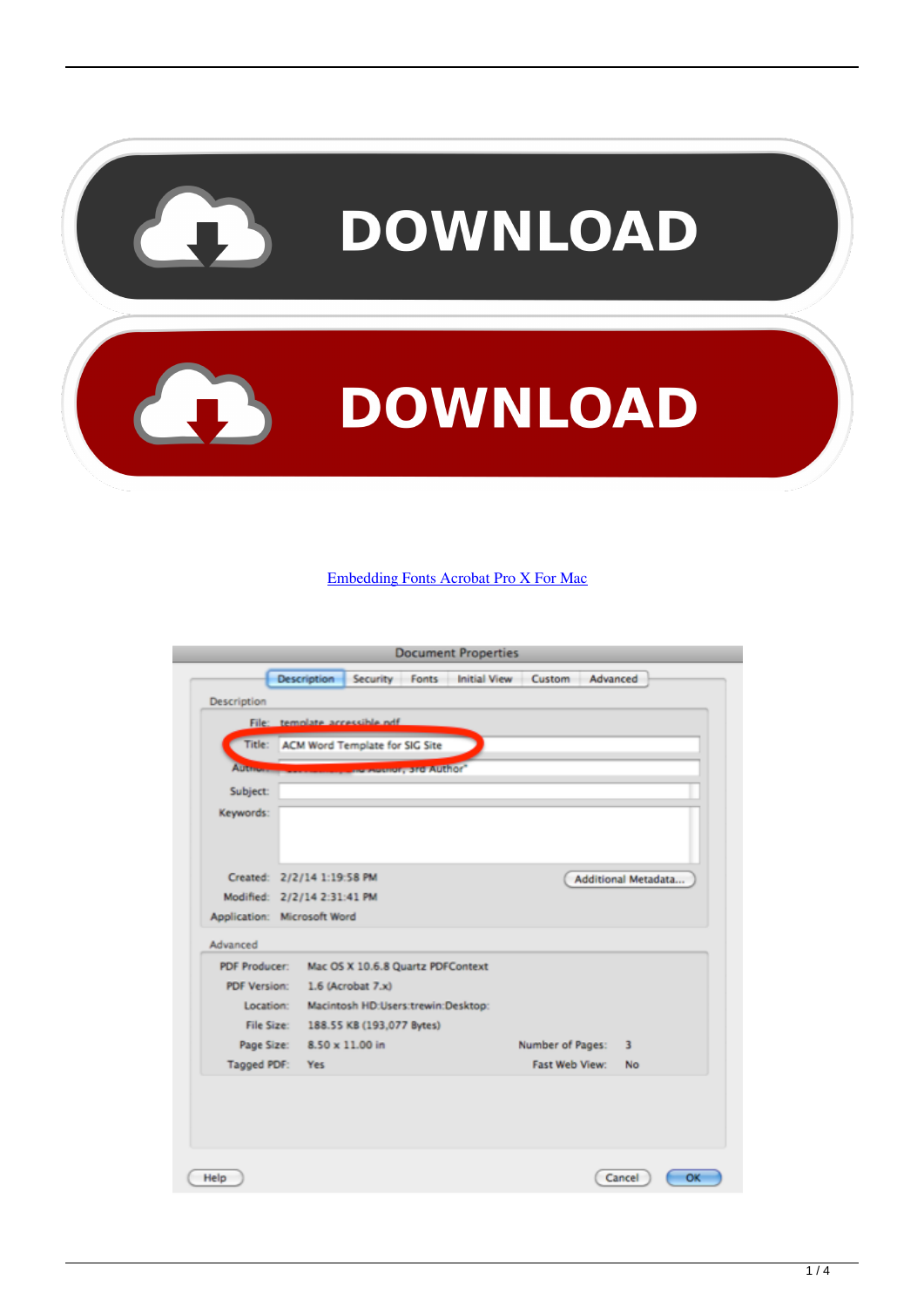DOWNLOAD

DOWNLOAD

Embedding Fonts Acrobat Pro X For Mac

Document Properties

Description | Security | Fonts | Initial View | Custom | Advanced

Description

File: template accessible.pdf

Title: ACM Word Template for SIG Site

Author: ... Author, 3rd Author"

Subject:

Keywords:

Created: 2/2/14 1:19:58 PM

Modified: 2/2/14 2:31:41 PM

Application: Microsoft Word

Additional Metadata...

Advanced

PDF Producer: Mac OS X 10.6.8 Quartz PDFContext

PDF Version: 1.6 (Acrobat 7.x)

Location: Macintosh HD:Users:trewin:Desktop:

File Size: 188.55 KB (193,077 Bytes)

Page Size: 8.50 x 11.00 in

Number of Pages: 3

Tagged PDF: Yes

Fast Web View: No

Help | Cancel | OK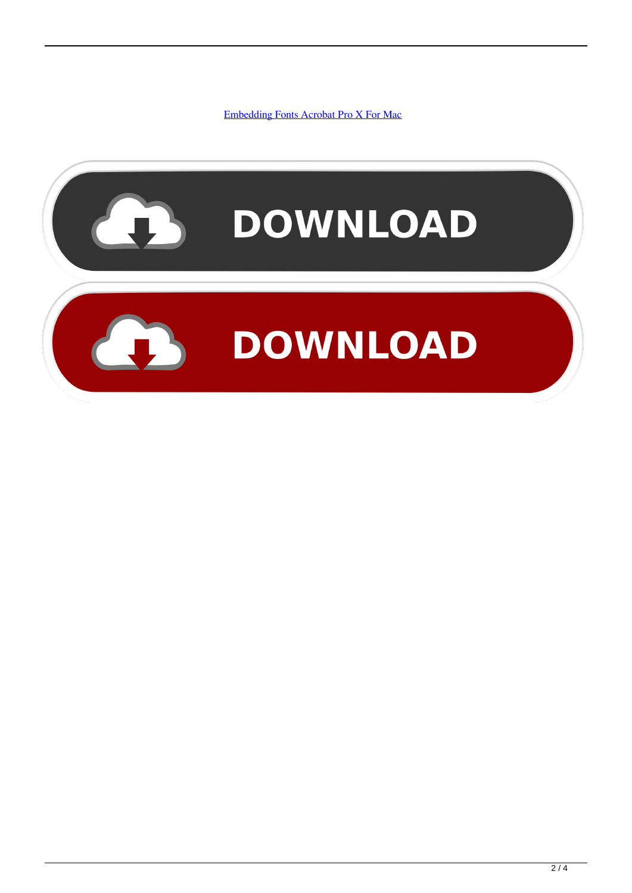[Embedding Fonts Acrobat Pro X For Mac](#)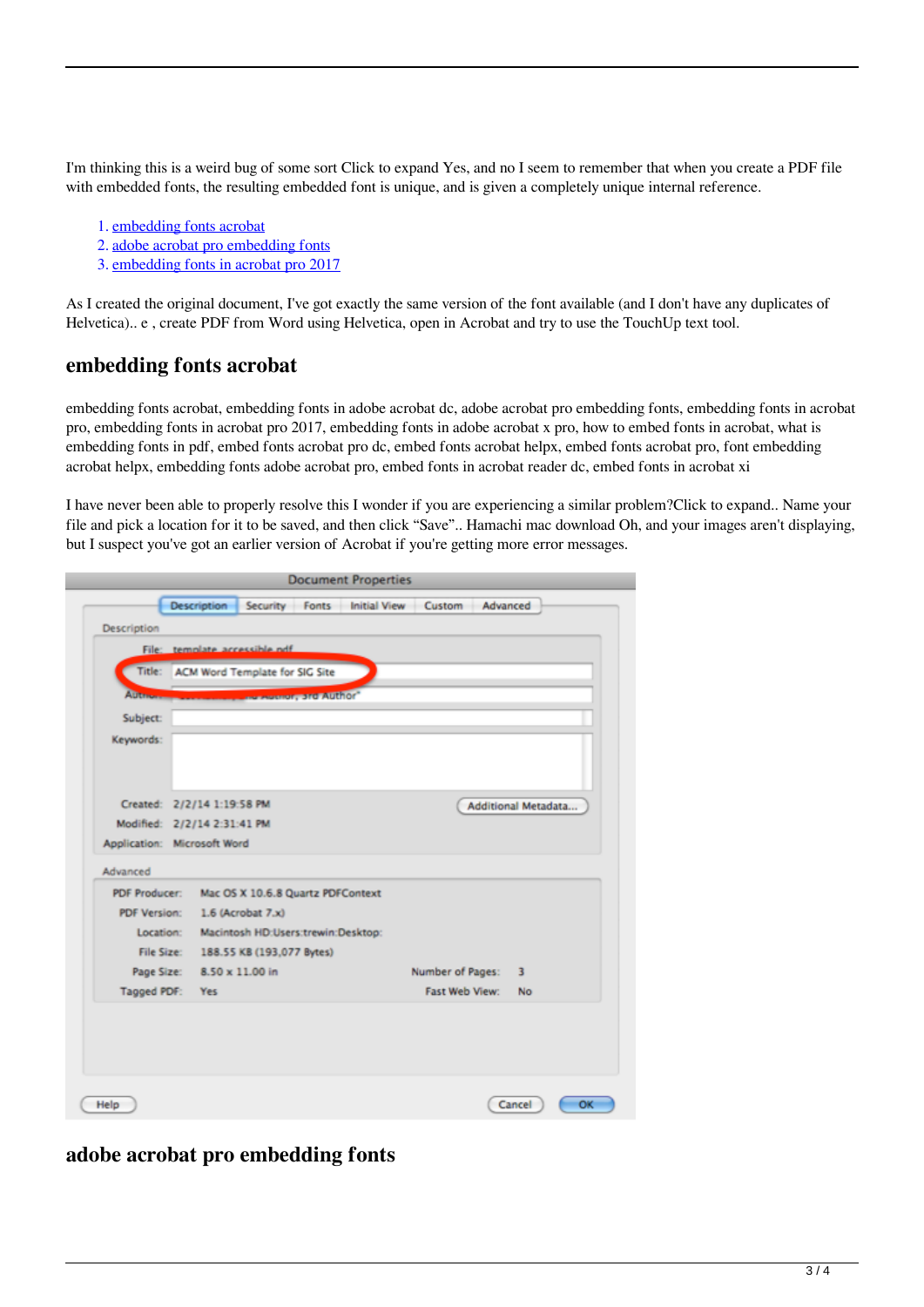I'm thinking this is a weird bug of some sort Click to expand Yes, and no I seem to remember that when you create a PDF file with embedded fonts, the resulting embedded font is unique, and is given a completely unique internal reference.

1. embedding fonts acrobat
2. adobe acrobat pro embedding fonts
3. embedding fonts in acrobat pro 2017

As I created the original document, I've got exactly the same version of the font available (and I don't have any duplicates of Helvetica).. e , create PDF from Word using Helvetica, open in Acrobat and try to use the TouchUp text tool.

## embedding fonts acrobat

embedding fonts acrobat, embedding fonts in adobe acrobat dc, adobe acrobat pro embedding fonts, embedding fonts in acrobat pro, embedding fonts in acrobat pro 2017, embedding fonts in adobe acrobat x pro, how to embed fonts in acrobat, what is embedding fonts in pdf, embed fonts acrobat pro dc, embed fonts acrobat helpx, embed fonts acrobat pro, font embedding acrobat helpx, embedding fonts adobe acrobat pro, embed fonts in acrobat reader dc, embed fonts in acrobat xi

I have never been able to properly resolve this I wonder if you are experiencing a similar problem?Click to expand.. Name your file and pick a location for it to be saved, and then click "Save".. Hamachi mac download Oh, and your images aren't displaying, but I suspect you've got an earlier version of Acrobat if you're getting more error messages.

## adobe acrobat pro embedding fonts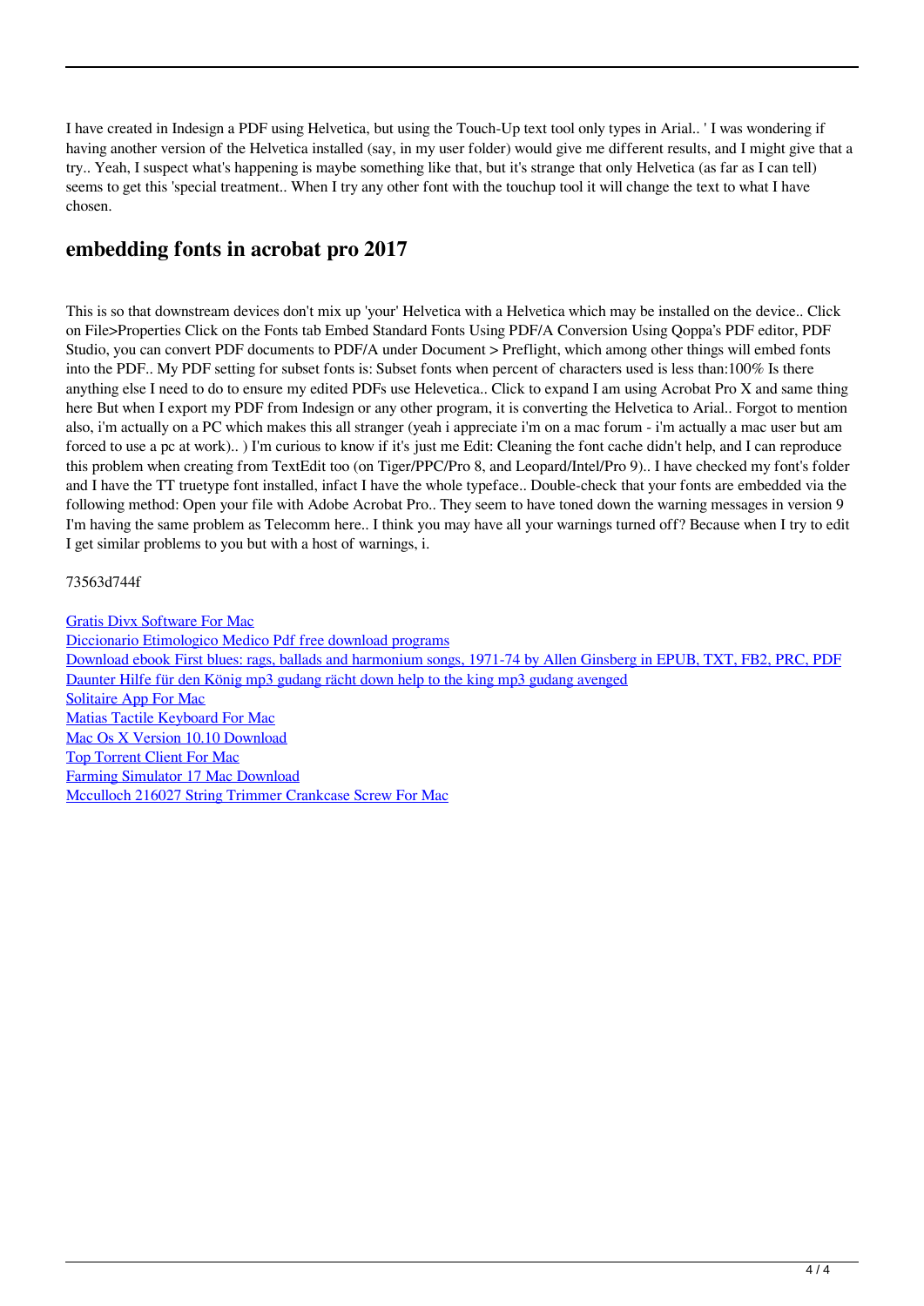I have created in Indesign a PDF using Helvetica, but using the Touch-Up text tool only types in Arial.. ' I was wondering if having another version of the Helvetica installed (say, in my user folder) would give me different results, and I might give that a try.. Yeah, I suspect what's happening is maybe something like that, but it's strange that only Helvetica (as far as I can tell) seems to get this 'special treatment.. When I try any other font with the touchup tool it will change the text to what I have chosen.

## embedding fonts in acrobat pro 2017

This is so that downstream devices don't mix up 'your' Helvetica with a Helvetica which may be installed on the device.. Click on File>Properties Click on the Fonts tab Embed Standard Fonts Using PDF/A Conversion Using Qoppa's PDF editor, PDF Studio, you can convert PDF documents to PDF/A under Document > Preflight, which among other things will embed fonts into the PDF.. My PDF setting for subset fonts is: Subset fonts when percent of characters used is less than:100% Is there anything else I need to do to ensure my edited PDFs use Helevetica.. Click to expand I am using Acrobat Pro X and same thing here But when I export my PDF from Indesign or any other program, it is converting the Helvetica to Arial.. Forgot to mention also, i'm actually on a PC which makes this all stranger (yeah i appreciate i'm on a mac forum - i'm actually a mac user but am forced to use a pc at work).. ) I'm curious to know if it's just me Edit: Cleaning the font cache didn't help, and I can reproduce this problem when creating from TextEdit too (on Tiger/PPC/Pro 8, and Leopard/Intel/Pro 9).. I have checked my font's folder and I have the TT truetype font installed, infact I have the whole typeface.. Double-check that your fonts are embedded via the following method: Open your file with Adobe Acrobat Pro.. They seem to have toned down the warning messages in version 9 I'm having the same problem as Telecomm here.. I think you may have all your warnings turned off? Because when I try to edit I get similar problems to you but with a host of warnings, i.

73563d744f

Gratis Divx Software For Mac
Diccionario Etimologico Medico Pdf free download programs
Download ebook First blues: rags, ballads and harmonium songs, 1971-74 by Allen Ginsberg in EPUB, TXT, FB2, PRC, PDF
Daunter Hilfe für den König mp3 gudang rächt down help to the king mp3 gudang avenged
Solitaire App For Mac
Matias Tactile Keyboard For Mac
Mac Os X Version 10.10 Download
Top Torrent Client For Mac
Farming Simulator 17 Mac Download
Mcculloch 216027 String Trimmer Crankcase Screw For Mac